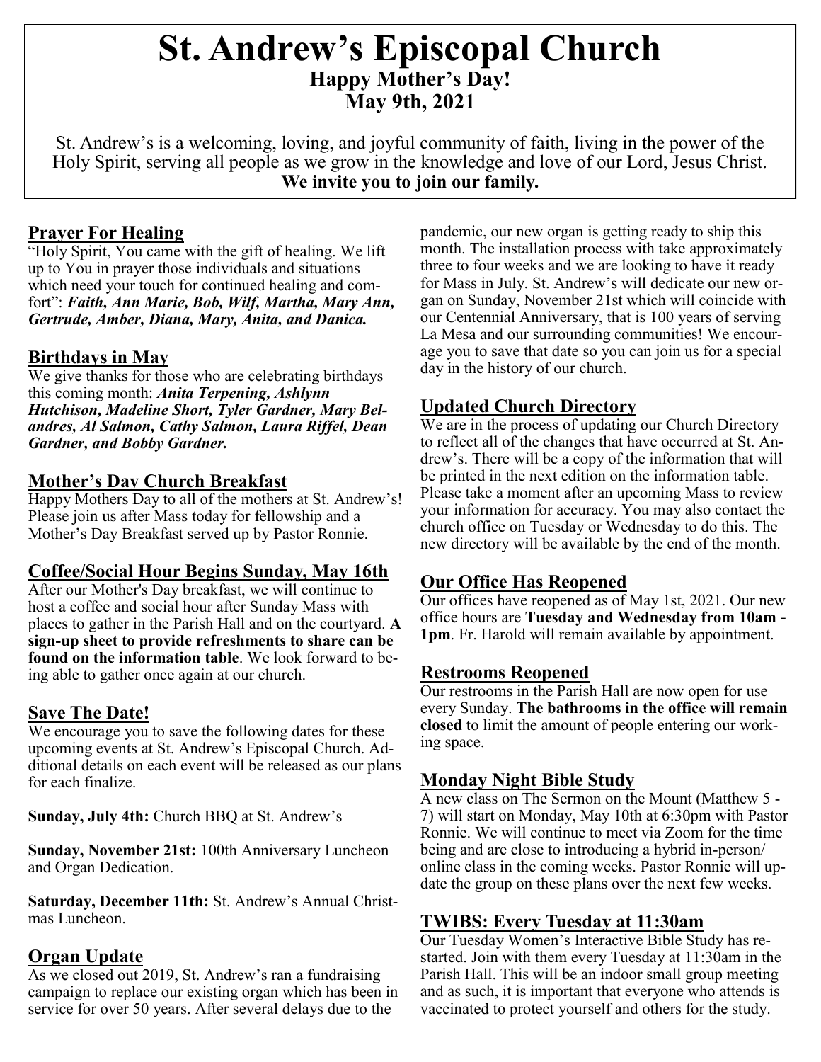# St. Andrew's Episcopal Church

**Happy Mother's Day!**
**May 9th, 2021**

St. Andrew's is a welcoming, loving, and joyful community of faith, living in the power of the Holy Spirit, serving all people as we grow in the knowledge and love of our Lord, Jesus Christ.
**We invite you to join our family.**

## Prayer For Healing

"Holy Spirit, You came with the gift of healing. We lift up to You in prayer those individuals and situations which need your touch for continued healing and comfort": ***Faith, Ann Marie, Bob, Wilf, Martha, Mary Ann, Gertrude, Amber, Diana, Mary, Anita, and Danica.***

## Birthdays in May

We give thanks for those who are celebrating birthdays this coming month: ***Anita Terpening, Ashlynn Hutchison, Madeline Short, Tyler Gardner, Mary Belandres, Al Salmon, Cathy Salmon, Laura Riffel, Dean Gardner, and Bobby Gardner.***

## Mother's Day Church Breakfast

Happy Mothers Day to all of the mothers at St. Andrew's! Please join us after Mass today for fellowship and a Mother's Day Breakfast served up by Pastor Ronnie.

## Coffee/Social Hour Begins Sunday, May 16th

After our Mother's Day breakfast, we will continue to host a coffee and social hour after Sunday Mass with places to gather in the Parish Hall and on the courtyard. **A sign-up sheet to provide refreshments to share can be found on the information table**. We look forward to being able to gather once again at our church.

## Save The Date!

We encourage you to save the following dates for these upcoming events at St. Andrew's Episcopal Church. Additional details on each event will be released as our plans for each finalize.

**Sunday, July 4th:** Church BBQ at St. Andrew's

**Sunday, November 21st:** 100th Anniversary Luncheon and Organ Dedication.

**Saturday, December 11th:** St. Andrew's Annual Christmas Luncheon.

## Organ Update

As we closed out 2019, St. Andrew's ran a fundraising campaign to replace our existing organ which has been in service for over 50 years. After several delays due to the pandemic, our new organ is getting ready to ship this month. The installation process with take approximately three to four weeks and we are looking to have it ready for Mass in July. St. Andrew's will dedicate our new organ on Sunday, November 21st which will coincide with our Centennial Anniversary, that is 100 years of serving La Mesa and our surrounding communities! We encourage you to save that date so you can join us for a special day in the history of our church.

## Updated Church Directory

We are in the process of updating our Church Directory to reflect all of the changes that have occurred at St. Andrew's. There will be a copy of the information that will be printed in the next edition on the information table. Please take a moment after an upcoming Mass to review your information for accuracy. You may also contact the church office on Tuesday or Wednesday to do this. The new directory will be available by the end of the month.

## Our Office Has Reopened

Our offices have reopened as of May 1st, 2021. Our new office hours are **Tuesday and Wednesday from 10am - 1pm**. Fr. Harold will remain available by appointment.

## Restrooms Reopened

Our restrooms in the Parish Hall are now open for use every Sunday. **The bathrooms in the office will remain closed** to limit the amount of people entering our working space.

## Monday Night Bible Study

A new class on The Sermon on the Mount (Matthew 5 - 7) will start on Monday, May 10th at 6:30pm with Pastor Ronnie. We will continue to meet via Zoom for the time being and are close to introducing a hybrid in-person/online class in the coming weeks. Pastor Ronnie will update the group on these plans over the next few weeks.

## TWIBS: Every Tuesday at 11:30am

Our Tuesday Women's Interactive Bible Study has restarted. Join with them every Tuesday at 11:30am in the Parish Hall. This will be an indoor small group meeting and as such, it is important that everyone who attends is vaccinated to protect yourself and others for the study.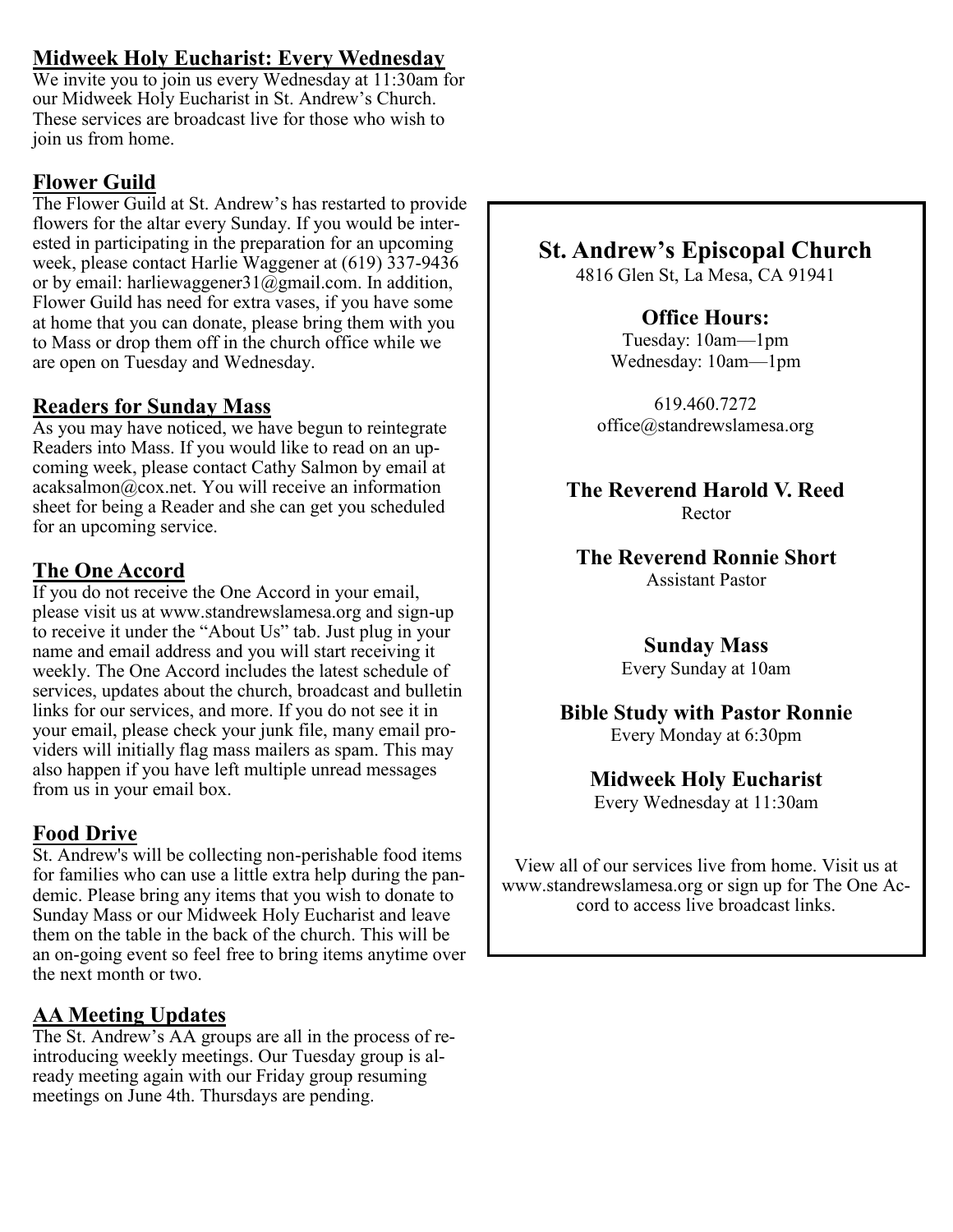## Midweek Holy Eucharist: Every Wednesday

We invite you to join us every Wednesday at 11:30am for our Midweek Holy Eucharist in St. Andrew's Church. These services are broadcast live for those who wish to join us from home.

## Flower Guild

The Flower Guild at St. Andrew's has restarted to provide flowers for the altar every Sunday. If you would be interested in participating in the preparation for an upcoming week, please contact Harlie Waggener at (619) 337-9436 or by email: harliewaggener31@gmail.com. In addition, Flower Guild has need for extra vases, if you have some at home that you can donate, please bring them with you to Mass or drop them off in the church office while we are open on Tuesday and Wednesday.

## Readers for Sunday Mass

As you may have noticed, we have begun to reintegrate Readers into Mass. If you would like to read on an upcoming week, please contact Cathy Salmon by email at acaksalmon@cox.net. You will receive an information sheet for being a Reader and she can get you scheduled for an upcoming service.

## The One Accord

If you do not receive the One Accord in your email, please visit us at www.standrewslamesa.org and sign-up to receive it under the "About Us" tab. Just plug in your name and email address and you will start receiving it weekly. The One Accord includes the latest schedule of services, updates about the church, broadcast and bulletin links for our services, and more. If you do not see it in your email, please check your junk file, many email providers will initially flag mass mailers as spam. This may also happen if you have left multiple unread messages from us in your email box.

## Food Drive

St. Andrew's will be collecting non-perishable food items for families who can use a little extra help during the pandemic. Please bring any items that you wish to donate to Sunday Mass or our Midweek Holy Eucharist and leave them on the table in the back of the church. This will be an on-going event so feel free to bring items anytime over the next month or two.

## AA Meeting Updates

The St. Andrew's AA groups are all in the process of reintroducing weekly meetings. Our Tuesday group is already meeting again with our Friday group resuming meetings on June 4th. Thursdays are pending.

---

## St. Andrew's Episcopal Church

4816 Glen St, La Mesa, CA 91941

**Office Hours:**

Tuesday: 10am—1pm
Wednesday: 10am—1pm

619.460.7272
office@standrewslamesa.org

**The Reverend Harold V. Reed**
Rector

**The Reverend Ronnie Short**
Assistant Pastor

**Sunday Mass**
Every Sunday at 10am

**Bible Study with Pastor Ronnie**
Every Monday at 6:30pm

**Midweek Holy Eucharist**
Every Wednesday at 11:30am

View all of our services live from home. Visit us at www.standrewslamesa.org or sign up for The One Accord to access live broadcast links.